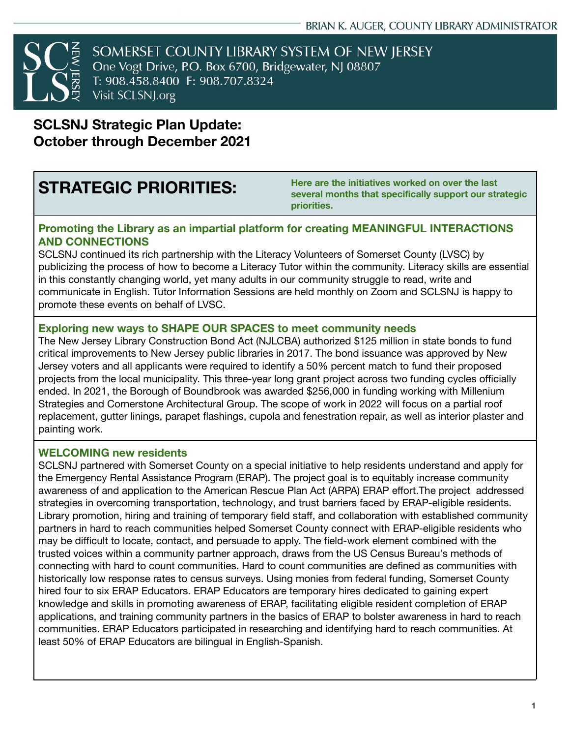BRIAN K. AUGER, COUNTY LIBRARY ADMINISTRATOR

SOMERSET COUNTY LIBRARY SYSTEM OF NEW JERSEY
One Vogt Drive, P.O. Box 6700, Bridgewater, NJ 08807
T: 908.458.8400 F: 908.707.8324
Visit SCLSNJ.org

# SCLSNJ Strategic Plan Update: October through December 2021

## STRATEGIC PRIORITIES:

**Here are the initiatives worked on over the last several months that specifically support our strategic priorities.**

### Promoting the Library as an impartial platform for creating MEANINGFUL INTERACTIONS AND CONNECTIONS

SCLSNJ continued its rich partnership with the Literacy Volunteers of Somerset County (LVSC) by publicizing the process of how to become a Literacy Tutor within the community. Literacy skills are essential in this constantly changing world, yet many adults in our community struggle to read, write and communicate in English. Tutor Information Sessions are held monthly on Zoom and SCLSNJ is happy to promote these events on behalf of LVSC.

### Exploring new ways to SHAPE OUR SPACES to meet community needs

The New Jersey Library Construction Bond Act (NJLCBA) authorized $125 million in state bonds to fund critical improvements to New Jersey public libraries in 2017. The bond issuance was approved by New Jersey voters and all applicants were required to identify a 50% percent match to fund their proposed projects from the local municipality. This three-year long grant project across two funding cycles officially ended. In 2021, the Borough of Boundbrook was awarded $256,000 in funding working with Millenium Strategies and Cornerstone Architectural Group. The scope of work in 2022 will focus on a partial roof replacement, gutter linings, parapet flashings, cupola and fenestration repair, as well as interior plaster and painting work.

### WELCOMING new residents

SCLSNJ partnered with Somerset County on a special initiative to help residents understand and apply for the Emergency Rental Assistance Program (ERAP). The project goal is to equitably increase community awareness of and application to the American Rescue Plan Act (ARPA) ERAP effort.The project addressed strategies in overcoming transportation, technology, and trust barriers faced by ERAP-eligible residents. Library promotion, hiring and training of temporary field staff, and collaboration with established community partners in hard to reach communities helped Somerset County connect with ERAP-eligible residents who may be difficult to locate, contact, and persuade to apply. The field-work element combined with the trusted voices within a community partner approach, draws from the US Census Bureau's methods of connecting with hard to count communities. Hard to count communities are defined as communities with historically low response rates to census surveys. Using monies from federal funding, Somerset County hired four to six ERAP Educators. ERAP Educators are temporary hires dedicated to gaining expert knowledge and skills in promoting awareness of ERAP, facilitating eligible resident completion of ERAP applications, and training community partners in the basics of ERAP to bolster awareness in hard to reach communities. ERAP Educators participated in researching and identifying hard to reach communities. At least 50% of ERAP Educators are bilingual in English-Spanish.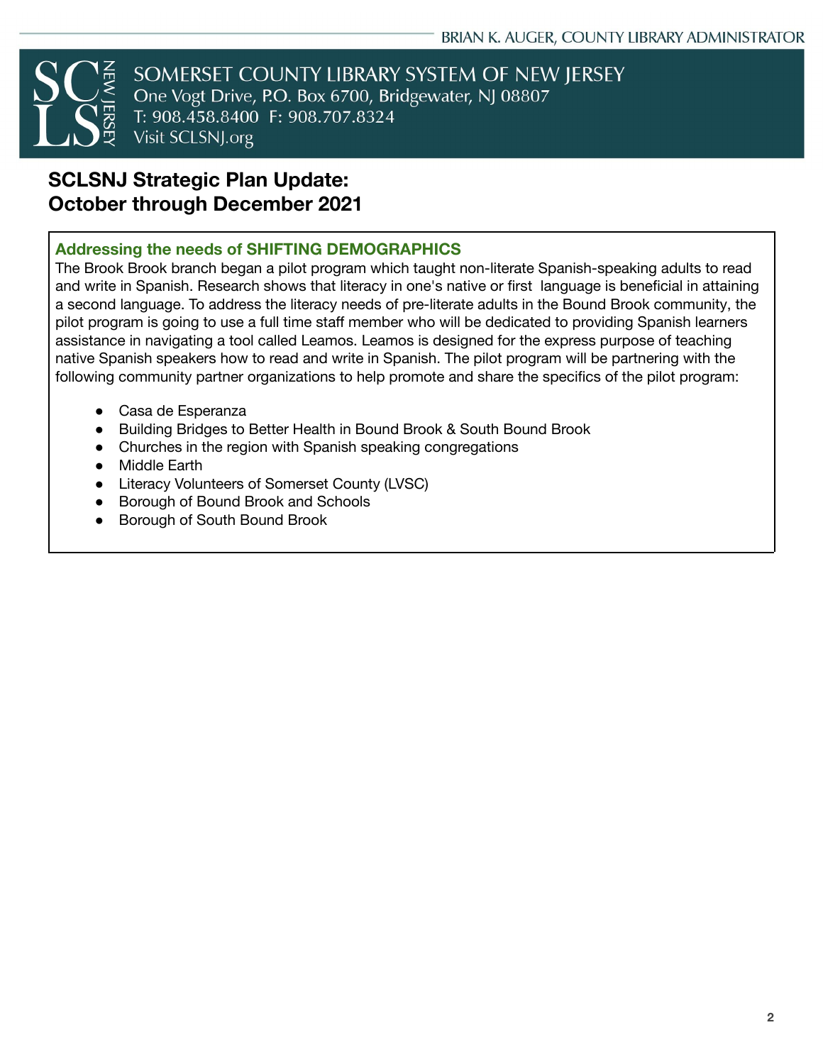# SCLSNJ Strategic Plan Update:
# October through December 2021

### Addressing the needs of SHIFTING DEMOGRAPHICS

The Brook Brook branch began a pilot program which taught non-literate Spanish-speaking adults to read and write in Spanish. Research shows that literacy in one's native or first language is beneficial in attaining a second language. To address the literacy needs of pre-literate adults in the Bound Brook community, the pilot program is going to use a full time staff member who will be dedicated to providing Spanish learners assistance in navigating a tool called Leamos. Leamos is designed for the express purpose of teaching native Spanish speakers how to read and write in Spanish. The pilot program will be partnering with the following community partner organizations to help promote and share the specifics of the pilot program:

- Casa de Esperanza
- Building Bridges to Better Health in Bound Brook & South Bound Brook
- Churches in the region with Spanish speaking congregations
- Middle Earth
- Literacy Volunteers of Somerset County (LVSC)
- Borough of Bound Brook and Schools
- Borough of South Bound Brook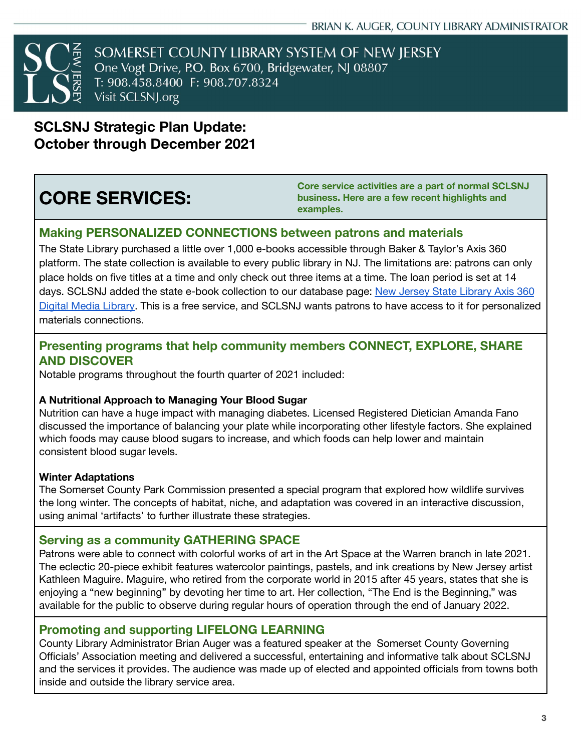SOMERSET COUNTY LIBRARY SYSTEM OF NEW JERSEY
One Vogt Drive, P.O. Box 6700, Bridgewater, NJ 08807
T: 908.458.8400 F: 908.707.8324
Visit SCLSNJ.org

# SCLSNJ Strategic Plan Update: October through December 2021

## CORE SERVICES:

**Core service activities are a part of normal SCLSNJ business. Here are a few recent highlights and examples.**

### Making PERSONALIZED CONNECTIONS between patrons and materials

The State Library purchased a little over 1,000 e-books accessible through Baker & Taylor's Axis 360 platform. The state collection is available to every public library in NJ. The limitations are: patrons can only place holds on five titles at a time and only check out three items at a time. The loan period is set at 14 days. SCLSNJ added the state e-book collection to our database page: New Jersey State Library Axis 360 Digital Media Library. This is a free service, and SCLSNJ wants patrons to have access to it for personalized materials connections.

### Presenting programs that help community members CONNECT, EXPLORE, SHARE AND DISCOVER

Notable programs throughout the fourth quarter of 2021 included:

**A Nutritional Approach to Managing Your Blood Sugar**
Nutrition can have a huge impact with managing diabetes. Licensed Registered Dietician Amanda Fano discussed the importance of balancing your plate while incorporating other lifestyle factors. She explained which foods may cause blood sugars to increase, and which foods can help lower and maintain consistent blood sugar levels.

**Winter Adaptations**
The Somerset County Park Commission presented a special program that explored how wildlife survives the long winter. The concepts of habitat, niche, and adaptation was covered in an interactive discussion, using animal 'artifacts' to further illustrate these strategies.

### Serving as a community GATHERING SPACE

Patrons were able to connect with colorful works of art in the Art Space at the Warren branch in late 2021. The eclectic 20-piece exhibit features watercolor paintings, pastels, and ink creations by New Jersey artist Kathleen Maguire. Maguire, who retired from the corporate world in 2015 after 45 years, states that she is enjoying a "new beginning" by devoting her time to art. Her collection, "The End is the Beginning," was available for the public to observe during regular hours of operation through the end of January 2022.

### Promoting and supporting LIFELONG LEARNING

County Library Administrator Brian Auger was a featured speaker at the Somerset County Governing Officials' Association meeting and delivered a successful, entertaining and informative talk about SCLSNJ and the services it provides. The audience was made up of elected and appointed officials from towns both inside and outside the library service area.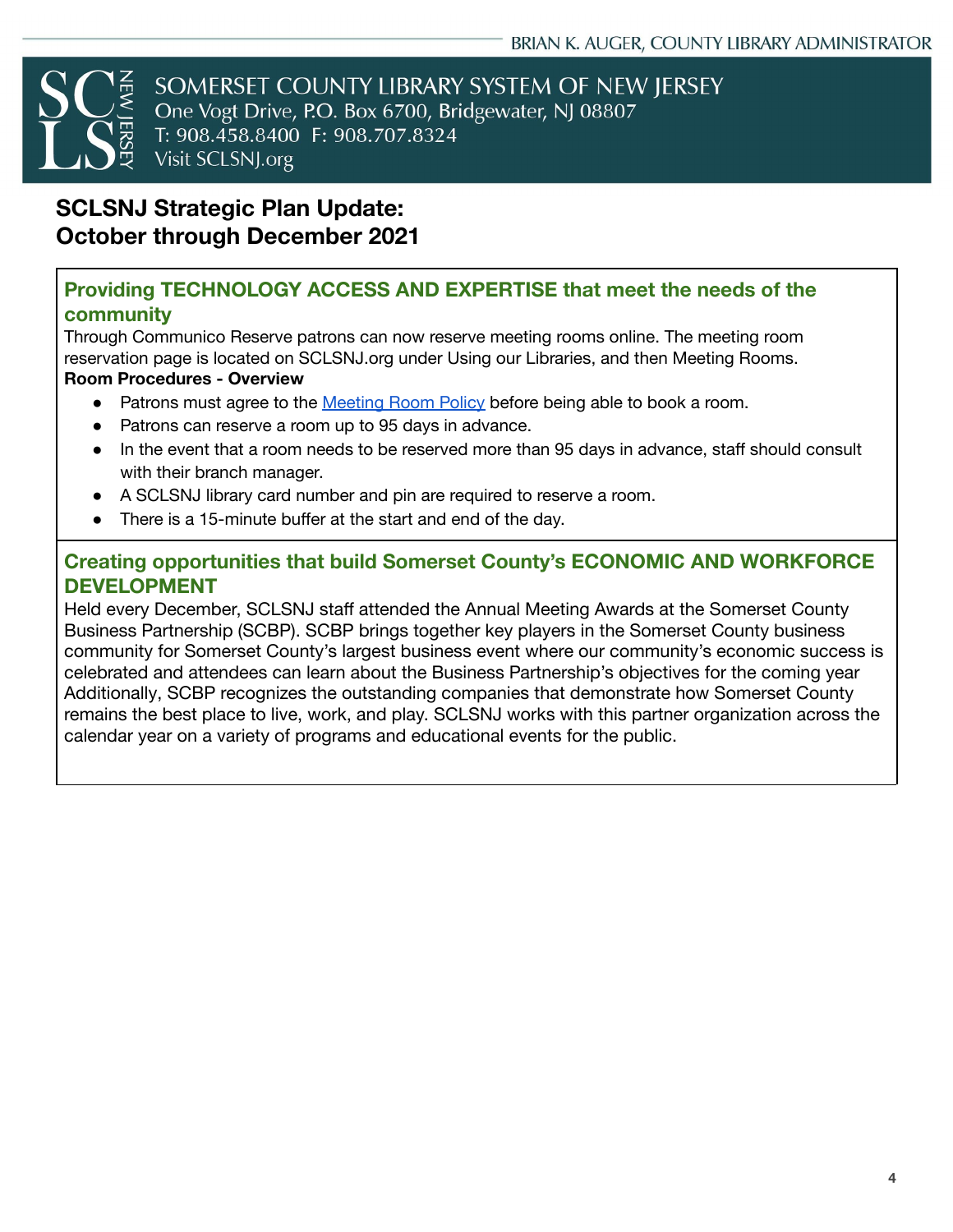SOMERSET COUNTY LIBRARY SYSTEM OF NEW JERSEY
One Vogt Drive, P.O. Box 6700, Bridgewater, NJ 08807
T: 908.458.8400 F: 908.707.8324
Visit SCLSNJ.org

# SCLSNJ Strategic Plan Update: October through December 2021

## Providing TECHNOLOGY ACCESS AND EXPERTISE that meet the needs of the community

Through Communico Reserve patrons can now reserve meeting rooms online. The meeting room reservation page is located on SCLSNJ.org under Using our Libraries, and then Meeting Rooms.

**Room Procedures - Overview**

- Patrons must agree to the Meeting Room Policy before being able to book a room.
- Patrons can reserve a room up to 95 days in advance.
- In the event that a room needs to be reserved more than 95 days in advance, staff should consult with their branch manager.
- A SCLSNJ library card number and pin are required to reserve a room.
- There is a 15-minute buffer at the start and end of the day.

## Creating opportunities that build Somerset County's ECONOMIC AND WORKFORCE DEVELOPMENT

Held every December, SCLSNJ staff attended the Annual Meeting Awards at the Somerset County Business Partnership (SCBP). SCBP brings together key players in the Somerset County business community for Somerset County's largest business event where our community's economic success is celebrated and attendees can learn about the Business Partnership's objectives for the coming year Additionally, SCBP recognizes the outstanding companies that demonstrate how Somerset County remains the best place to live, work, and play. SCLSNJ works with this partner organization across the calendar year on a variety of programs and educational events for the public.